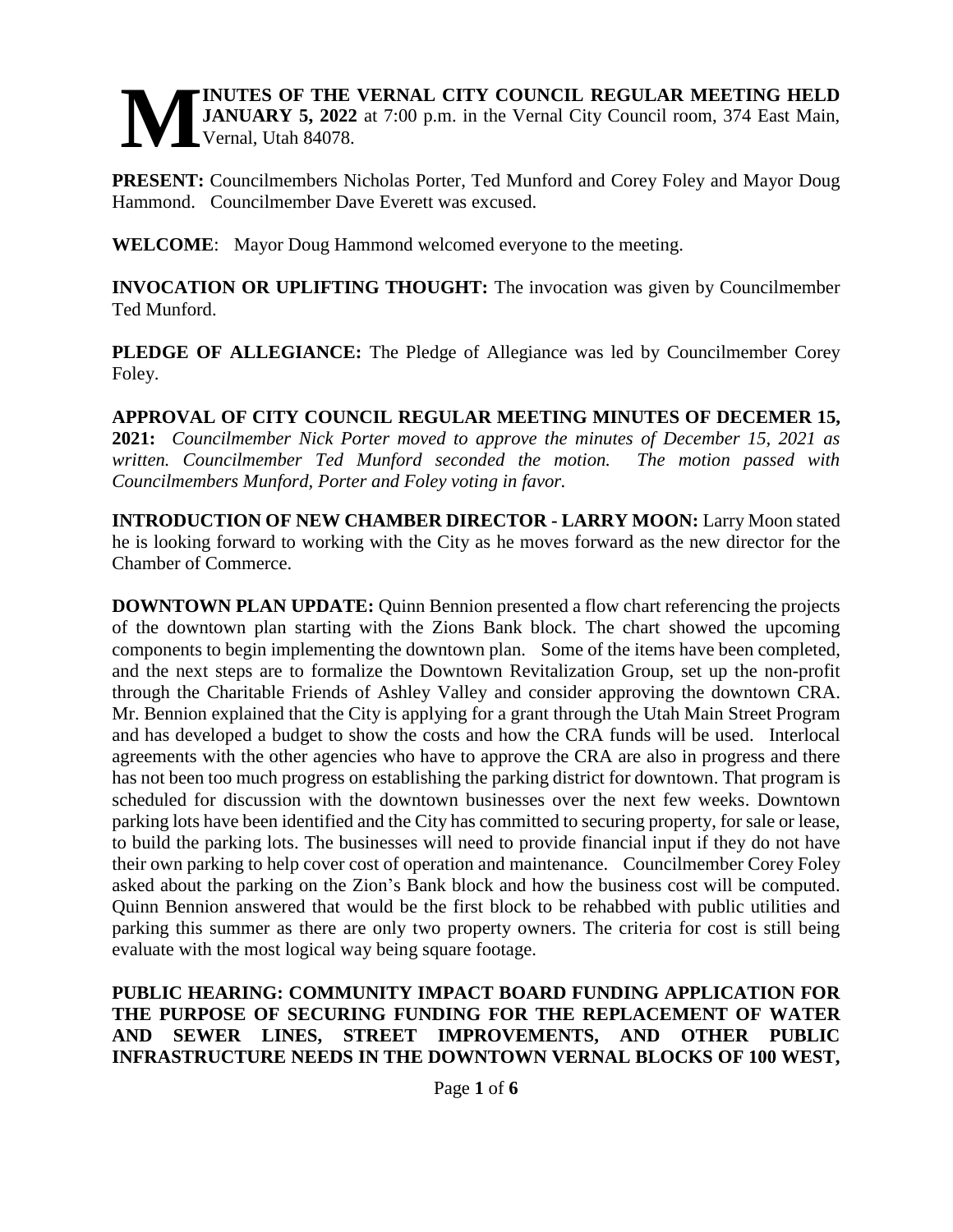**MINUTES OF THE VERNAL CITY COUNCIL REGULAR MEETING HELD JANUARY 5, 2022** at 7:00 p.m. in the Vernal City Council room, 374 East Main, Vernal, Utah 84078.

**PRESENT:** Councilmembers Nicholas Porter, Ted Munford and Corey Foley and Mayor Doug Hammond. Councilmember Dave Everett was excused.

**WELCOME**: Mayor Doug Hammond welcomed everyone to the meeting.

**INVOCATION OR UPLIFTING THOUGHT:** The invocation was given by Councilmember Ted Munford.

**PLEDGE OF ALLEGIANCE:** The Pledge of Allegiance was led by Councilmember Corey Foley.

**APPROVAL OF CITY COUNCIL REGULAR MEETING MINUTES OF DECEMER 15, 2021:** *Councilmember Nick Porter moved to approve the minutes of December 15, 2021 as written. Councilmember Ted Munford seconded the motion. The motion passed with Councilmembers Munford, Porter and Foley voting in favor.*

**INTRODUCTION OF NEW CHAMBER DIRECTOR - LARRY MOON:** Larry Moon stated he is looking forward to working with the City as he moves forward as the new director for the Chamber of Commerce.

**DOWNTOWN PLAN UPDATE:** Quinn Bennion presented a flow chart referencing the projects of the downtown plan starting with the Zions Bank block. The chart showed the upcoming components to begin implementing the downtown plan. Some of the items have been completed, and the next steps are to formalize the Downtown Revitalization Group, set up the non-profit through the Charitable Friends of Ashley Valley and consider approving the downtown CRA. Mr. Bennion explained that the City is applying for a grant through the Utah Main Street Program and has developed a budget to show the costs and how the CRA funds will be used. Interlocal agreements with the other agencies who have to approve the CRA are also in progress and there has not been too much progress on establishing the parking district for downtown. That program is scheduled for discussion with the downtown businesses over the next few weeks. Downtown parking lots have been identified and the City has committed to securing property, for sale or lease, to build the parking lots. The businesses will need to provide financial input if they do not have their own parking to help cover cost of operation and maintenance. Councilmember Corey Foley asked about the parking on the Zion's Bank block and how the business cost will be computed. Quinn Bennion answered that would be the first block to be rehabbed with public utilities and parking this summer as there are only two property owners. The criteria for cost is still being evaluate with the most logical way being square footage.

**PUBLIC HEARING: COMMUNITY IMPACT BOARD FUNDING APPLICATION FOR THE PURPOSE OF SECURING FUNDING FOR THE REPLACEMENT OF WATER AND SEWER LINES, STREET IMPROVEMENTS, AND OTHER PUBLIC INFRASTRUCTURE NEEDS IN THE DOWNTOWN VERNAL BLOCKS OF 100 WEST,**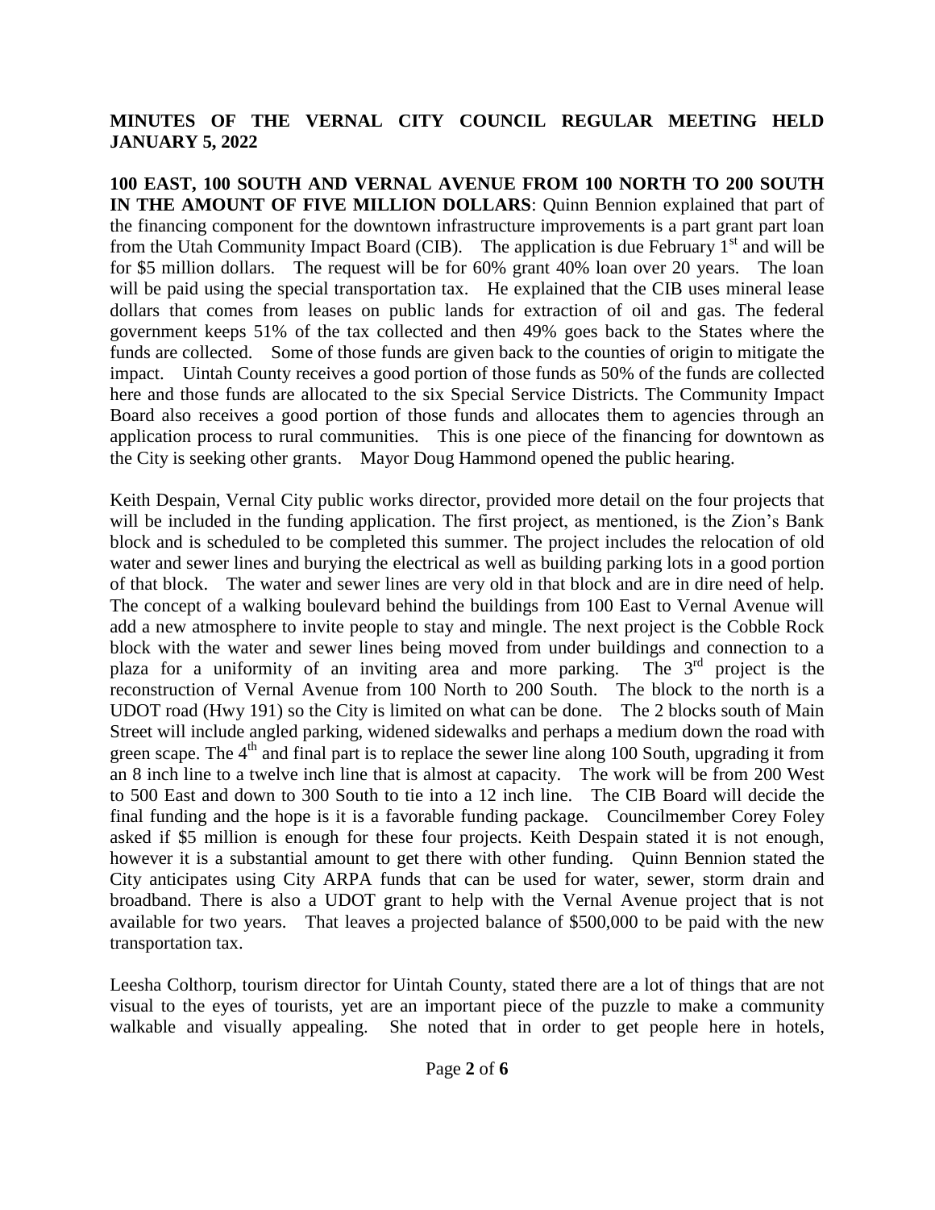**MINUTES OF THE VERNAL CITY COUNCIL REGULAR MEETING HELD JANUARY 5, 2022**

**100 EAST, 100 SOUTH AND VERNAL AVENUE FROM 100 NORTH TO 200 SOUTH IN THE AMOUNT OF FIVE MILLION DOLLARS**: Quinn Bennion explained that part of the financing component for the downtown infrastructure improvements is a part grant part loan from the Utah Community Impact Board (CIB). The application is due February 1st and will be for $5 million dollars. The request will be for 60% grant 40% loan over 20 years. The loan will be paid using the special transportation tax. He explained that the CIB uses mineral lease dollars that comes from leases on public lands for extraction of oil and gas. The federal government keeps 51% of the tax collected and then 49% goes back to the States where the funds are collected. Some of those funds are given back to the counties of origin to mitigate the impact. Uintah County receives a good portion of those funds as 50% of the funds are collected here and those funds are allocated to the six Special Service Districts. The Community Impact Board also receives a good portion of those funds and allocates them to agencies through an application process to rural communities. This is one piece of the financing for downtown as the City is seeking other grants. Mayor Doug Hammond opened the public hearing.

Keith Despain, Vernal City public works director, provided more detail on the four projects that will be included in the funding application. The first project, as mentioned, is the Zion's Bank block and is scheduled to be completed this summer. The project includes the relocation of old water and sewer lines and burying the electrical as well as building parking lots in a good portion of that block. The water and sewer lines are very old in that block and are in dire need of help. The concept of a walking boulevard behind the buildings from 100 East to Vernal Avenue will add a new atmosphere to invite people to stay and mingle. The next project is the Cobble Rock block with the water and sewer lines being moved from under buildings and connection to a plaza for a uniformity of an inviting area and more parking. The 3rd project is the reconstruction of Vernal Avenue from 100 North to 200 South. The block to the north is a UDOT road (Hwy 191) so the City is limited on what can be done. The 2 blocks south of Main Street will include angled parking, widened sidewalks and perhaps a medium down the road with green scape. The 4th and final part is to replace the sewer line along 100 South, upgrading it from an 8 inch line to a twelve inch line that is almost at capacity. The work will be from 200 West to 500 East and down to 300 South to tie into a 12 inch line. The CIB Board will decide the final funding and the hope is it is a favorable funding package. Councilmember Corey Foley asked if $5 million is enough for these four projects. Keith Despain stated it is not enough, however it is a substantial amount to get there with other funding. Quinn Bennion stated the City anticipates using City ARPA funds that can be used for water, sewer, storm drain and broadband. There is also a UDOT grant to help with the Vernal Avenue project that is not available for two years. That leaves a projected balance of $500,000 to be paid with the new transportation tax.

Leesha Colthorp, tourism director for Uintah County, stated there are a lot of things that are not visual to the eyes of tourists, yet are an important piece of the puzzle to make a community walkable and visually appealing. She noted that in order to get people here in hotels,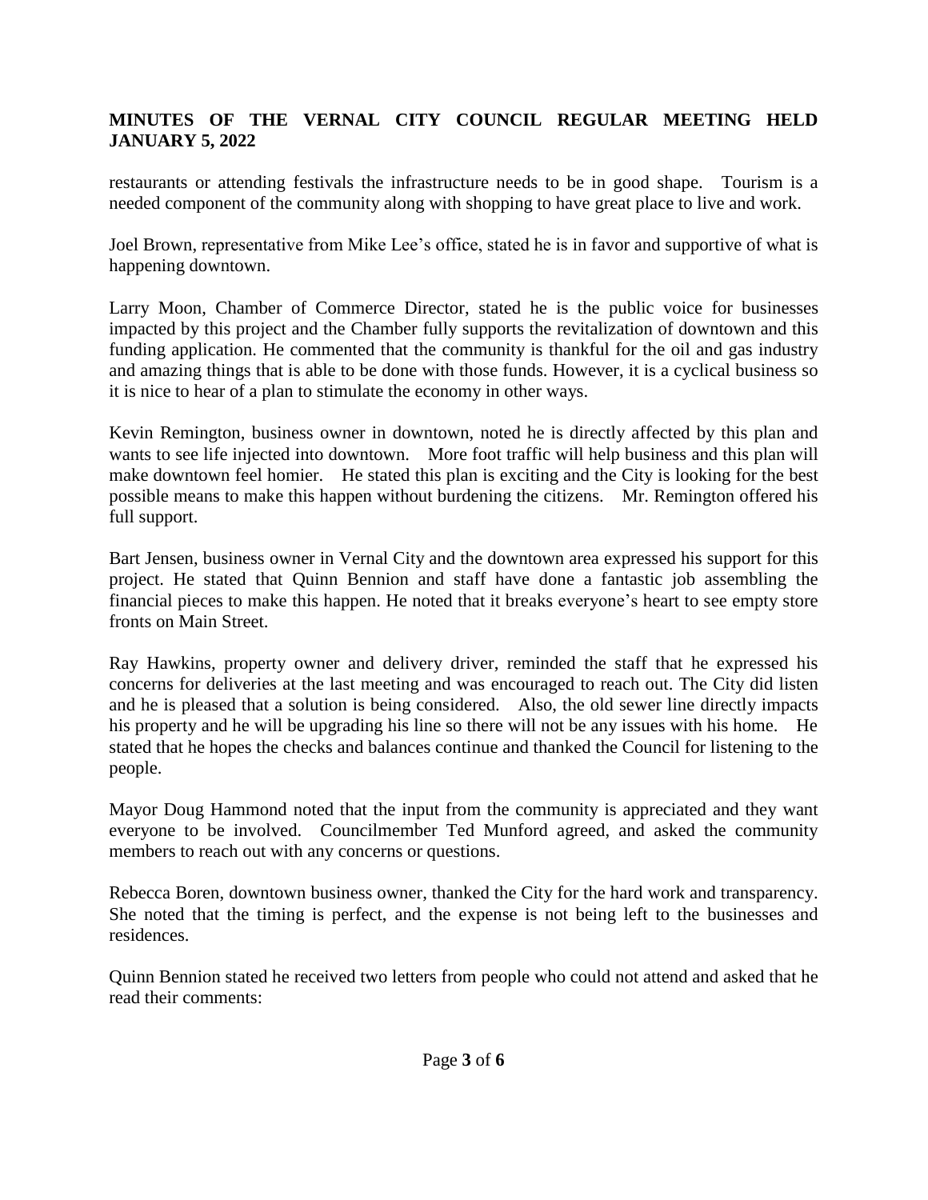restaurants or attending festivals the infrastructure needs to be in good shape. Tourism is a needed component of the community along with shopping to have great place to live and work.

Joel Brown, representative from Mike Lee's office, stated he is in favor and supportive of what is happening downtown.

Larry Moon, Chamber of Commerce Director, stated he is the public voice for businesses impacted by this project and the Chamber fully supports the revitalization of downtown and this funding application. He commented that the community is thankful for the oil and gas industry and amazing things that is able to be done with those funds. However, it is a cyclical business so it is nice to hear of a plan to stimulate the economy in other ways.

Kevin Remington, business owner in downtown, noted he is directly affected by this plan and wants to see life injected into downtown. More foot traffic will help business and this plan will make downtown feel homier. He stated this plan is exciting and the City is looking for the best possible means to make this happen without burdening the citizens. Mr. Remington offered his full support.

Bart Jensen, business owner in Vernal City and the downtown area expressed his support for this project. He stated that Quinn Bennion and staff have done a fantastic job assembling the financial pieces to make this happen. He noted that it breaks everyone's heart to see empty store fronts on Main Street.

Ray Hawkins, property owner and delivery driver, reminded the staff that he expressed his concerns for deliveries at the last meeting and was encouraged to reach out. The City did listen and he is pleased that a solution is being considered. Also, the old sewer line directly impacts his property and he will be upgrading his line so there will not be any issues with his home. He stated that he hopes the checks and balances continue and thanked the Council for listening to the people.

Mayor Doug Hammond noted that the input from the community is appreciated and they want everyone to be involved. Councilmember Ted Munford agreed, and asked the community members to reach out with any concerns or questions.

Rebecca Boren, downtown business owner, thanked the City for the hard work and transparency. She noted that the timing is perfect, and the expense is not being left to the businesses and residences.

Quinn Bennion stated he received two letters from people who could not attend and asked that he read their comments: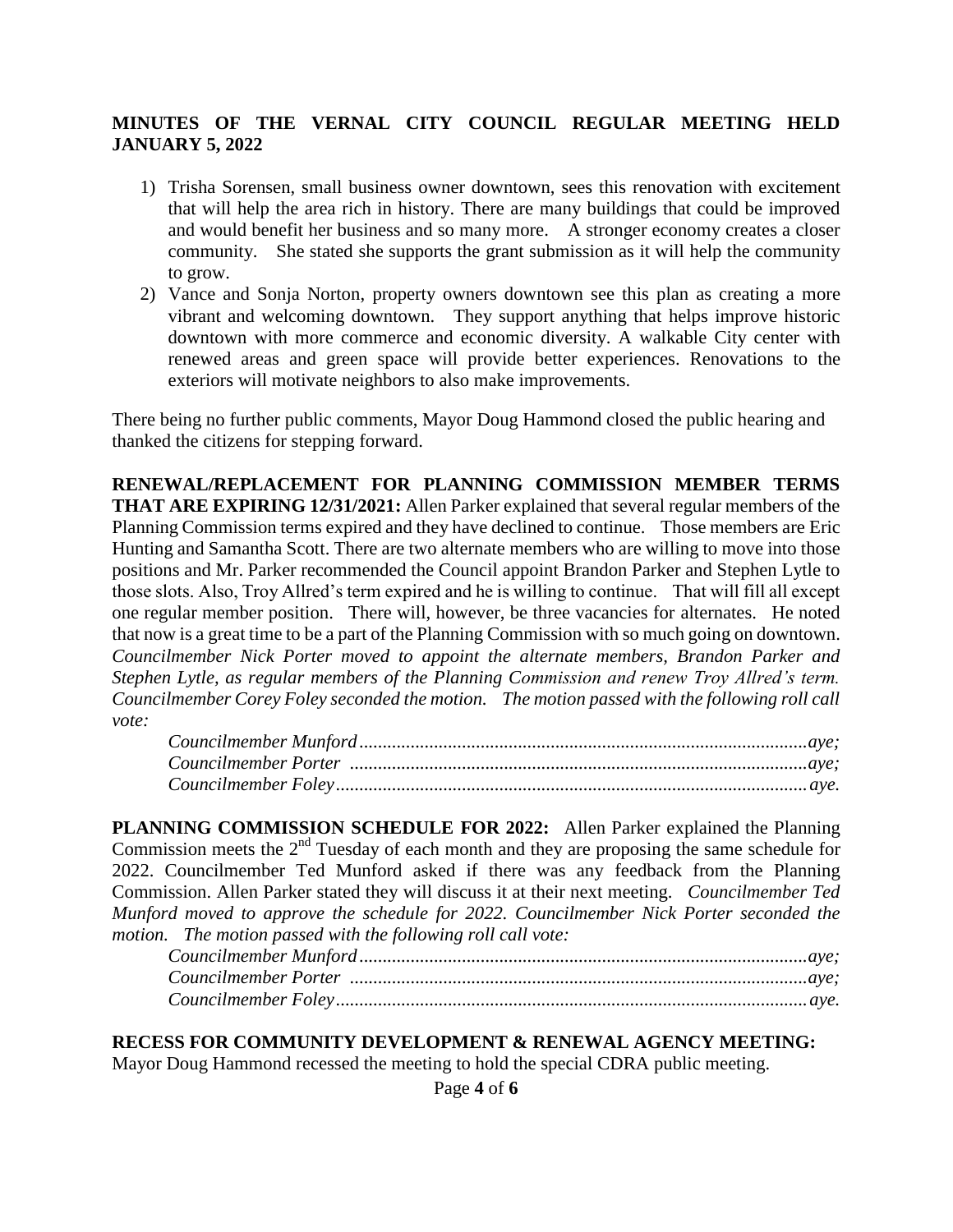**MINUTES OF THE VERNAL CITY COUNCIL REGULAR MEETING HELD JANUARY 5, 2022**

1) Trisha Sorensen, small business owner downtown, sees this renovation with excitement that will help the area rich in history. There are many buildings that could be improved and would benefit her business and so many more. A stronger economy creates a closer community. She stated she supports the grant submission as it will help the community to grow.
2) Vance and Sonja Norton, property owners downtown see this plan as creating a more vibrant and welcoming downtown. They support anything that helps improve historic downtown with more commerce and economic diversity. A walkable City center with renewed areas and green space will provide better experiences. Renovations to the exteriors will motivate neighbors to also make improvements.

There being no further public comments, Mayor Doug Hammond closed the public hearing and thanked the citizens for stepping forward.

**RENEWAL/REPLACEMENT FOR PLANNING COMMISSION MEMBER TERMS THAT ARE EXPIRING 12/31/2021:** Allen Parker explained that several regular members of the Planning Commission terms expired and they have declined to continue. Those members are Eric Hunting and Samantha Scott. There are two alternate members who are willing to move into those positions and Mr. Parker recommended the Council appoint Brandon Parker and Stephen Lytle to those slots. Also, Troy Allred's term expired and he is willing to continue. That will fill all except one regular member position. There will, however, be three vacancies for alternates. He noted that now is a great time to be a part of the Planning Commission with so much going on downtown. *Councilmember Nick Porter moved to appoint the alternate members, Brandon Parker and Stephen Lytle, as regular members of the Planning Commission and renew Troy Allred's term. Councilmember Corey Foley seconded the motion. The motion passed with the following roll call vote:*

*Councilmember Munford................................................aye;*
*Councilmember Porter ..................................................aye;*
*Councilmember Foley....................................................aye.*

**PLANNING COMMISSION SCHEDULE FOR 2022:** Allen Parker explained the Planning Commission meets the 2nd Tuesday of each month and they are proposing the same schedule for 2022. Councilmember Ted Munford asked if there was any feedback from the Planning Commission. Allen Parker stated they will discuss it at their next meeting. *Councilmember Ted Munford moved to approve the schedule for 2022. Councilmember Nick Porter seconded the motion. The motion passed with the following roll call vote:*

*Councilmember Munford................................................aye;*
*Councilmember Porter ..................................................aye;*
*Councilmember Foley....................................................aye.*

**RECESS FOR COMMUNITY DEVELOPMENT & RENEWAL AGENCY MEETING:** Mayor Doug Hammond recessed the meeting to hold the special CDRA public meeting.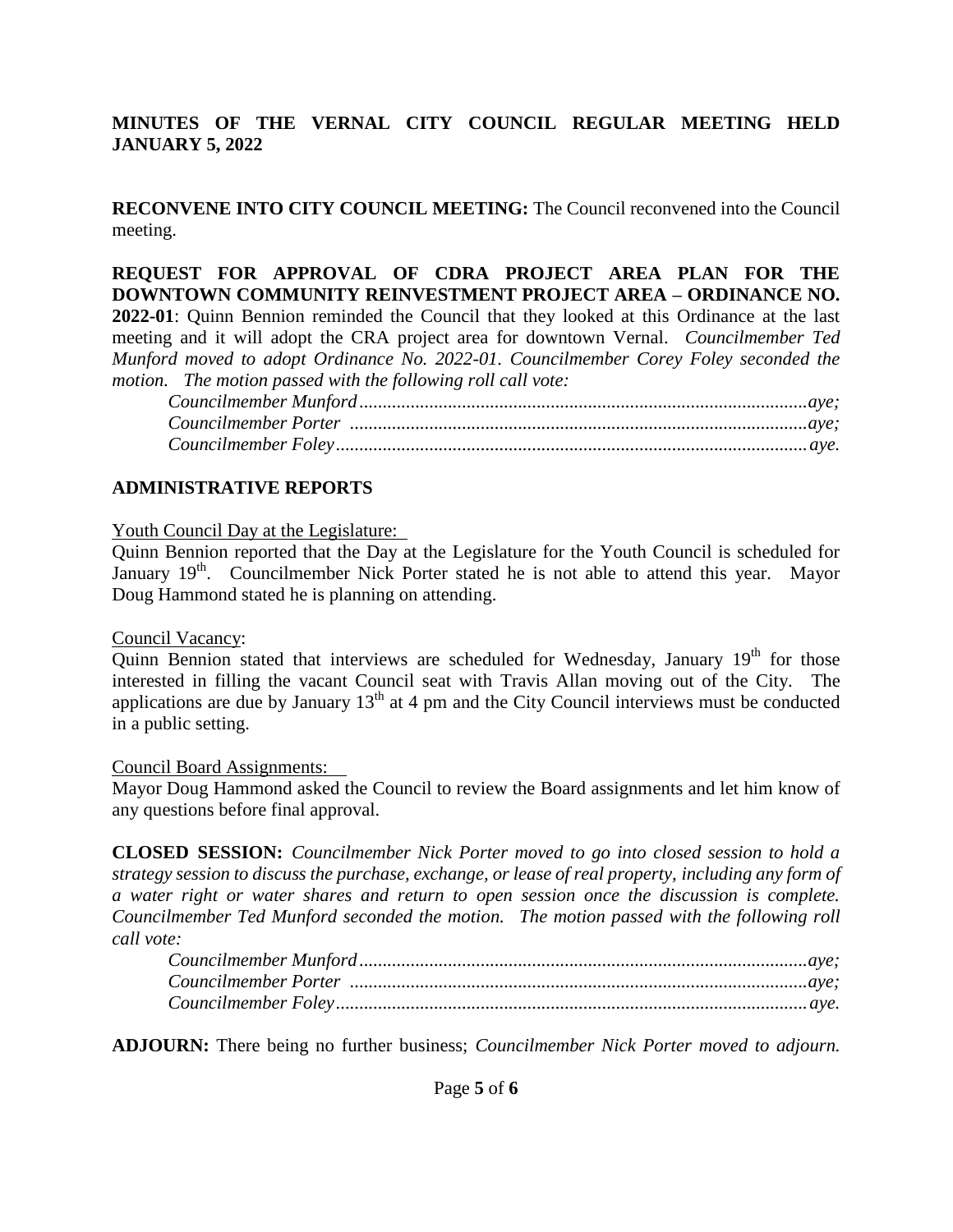**MINUTES OF THE VERNAL CITY COUNCIL REGULAR MEETING HELD JANUARY 5, 2022**

**RECONVENE INTO CITY COUNCIL MEETING:** The Council reconvened into the Council meeting.

**REQUEST FOR APPROVAL OF CDRA PROJECT AREA PLAN FOR THE DOWNTOWN COMMUNITY REINVESTMENT PROJECT AREA – ORDINANCE NO. 2022-01**: Quinn Bennion reminded the Council that they looked at this Ordinance at the last meeting and it will adopt the CRA project area for downtown Vernal. *Councilmember Ted Munford moved to adopt Ordinance No. 2022-01. Councilmember Corey Foley seconded the motion. The motion passed with the following roll call vote:*

*Councilmember Munford...............................................................................................aye;*
*Councilmember Porter ................................................................................................aye;*
*Councilmember Foley...................................................................................................aye.*

**ADMINISTRATIVE REPORTS**

Youth Council Day at the Legislature:

Quinn Bennion reported that the Day at the Legislature for the Youth Council is scheduled for January 19th. Councilmember Nick Porter stated he is not able to attend this year. Mayor Doug Hammond stated he is planning on attending.

Council Vacancy:

Quinn Bennion stated that interviews are scheduled for Wednesday, January 19th for those interested in filling the vacant Council seat with Travis Allan moving out of the City. The applications are due by January 13th at 4 pm and the City Council interviews must be conducted in a public setting.

Council Board Assignments:

Mayor Doug Hammond asked the Council to review the Board assignments and let him know of any questions before final approval.

**CLOSED SESSION:** *Councilmember Nick Porter moved to go into closed session to hold a strategy session to discuss the purchase, exchange, or lease of real property, including any form of a water right or water shares and return to open session once the discussion is complete. Councilmember Ted Munford seconded the motion. The motion passed with the following roll call vote:*

*Councilmember Munford...............................................................................................aye;*
*Councilmember Porter ................................................................................................aye;*
*Councilmember Foley...................................................................................................aye.*

**ADJOURN:** There being no further business; *Councilmember Nick Porter moved to adjourn.*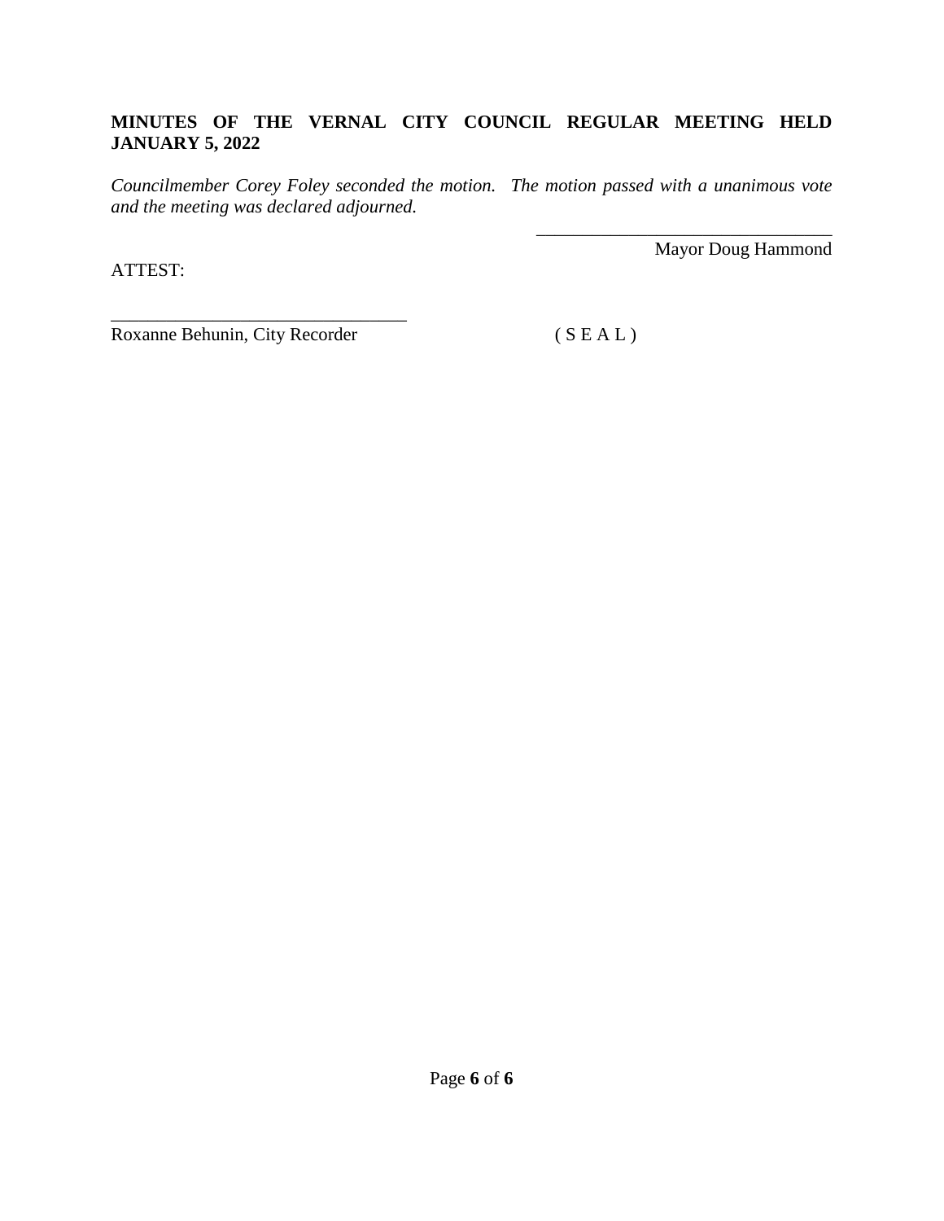**MINUTES OF THE VERNAL CITY COUNCIL REGULAR MEETING HELD JANUARY 5, 2022**

*Councilmember Corey Foley seconded the motion. The motion passed with a unanimous vote and the meeting was declared adjourned.*

\_\_\_\_\_\_\_\_\_\_\_\_\_\_\_\_\_\_\_\_\_\_\_\_\_\_\_\_\_\_\_\_\_
Mayor Doug Hammond

ATTEST:

\_\_\_\_\_\_\_\_\_\_\_\_\_\_\_\_\_\_\_\_\_\_\_\_\_\_\_\_\_\_\_\_\_
Roxanne Behunin, City Recorder

( S E A L )